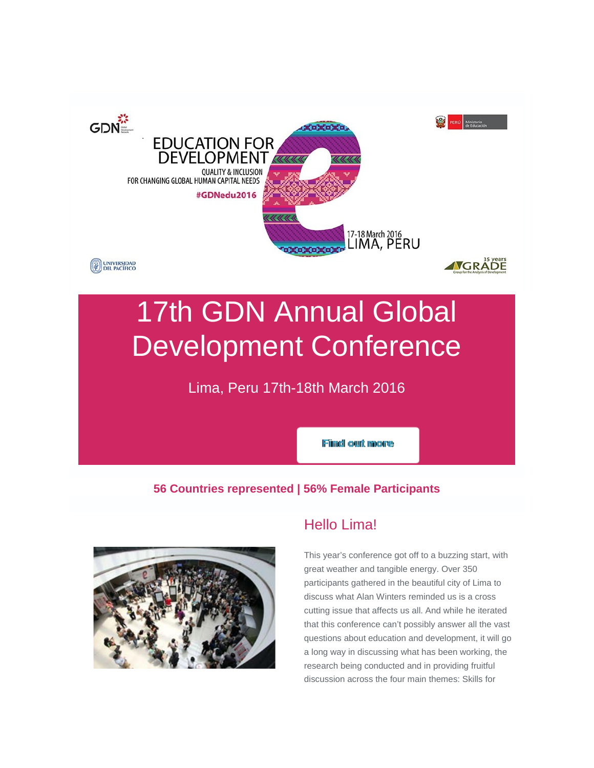GDN

# EDUCATION FOR DEVELOPMENT

QUALITY & INCLUSION
FOR CHANGING GLOBAL HUMAN CAPITAL NEEDS

#GDNedu2016

17-18 March 2016
LIMA, PERU

PERÚ Ministerio de Educación

UNIVERSIDAD DEL PACÍFICO

35 years GRADE Group for the Analysis of Development

# 17th GDN Annual Global Development Conference

Lima, Peru 17th-18th March 2016

Find out more

**56 Countries represented | 56% Female Participants**

## Hello Lima!

This year's conference got off to a buzzing start, with great weather and tangible energy. Over 350 participants gathered in the beautiful city of Lima to discuss what Alan Winters reminded us is a cross cutting issue that affects us all. And while he iterated that this conference can't possibly answer all the vast questions about education and development, it will go a long way in discussing what has been working, the research being conducted and in providing fruitful discussion across the four main themes: Skills for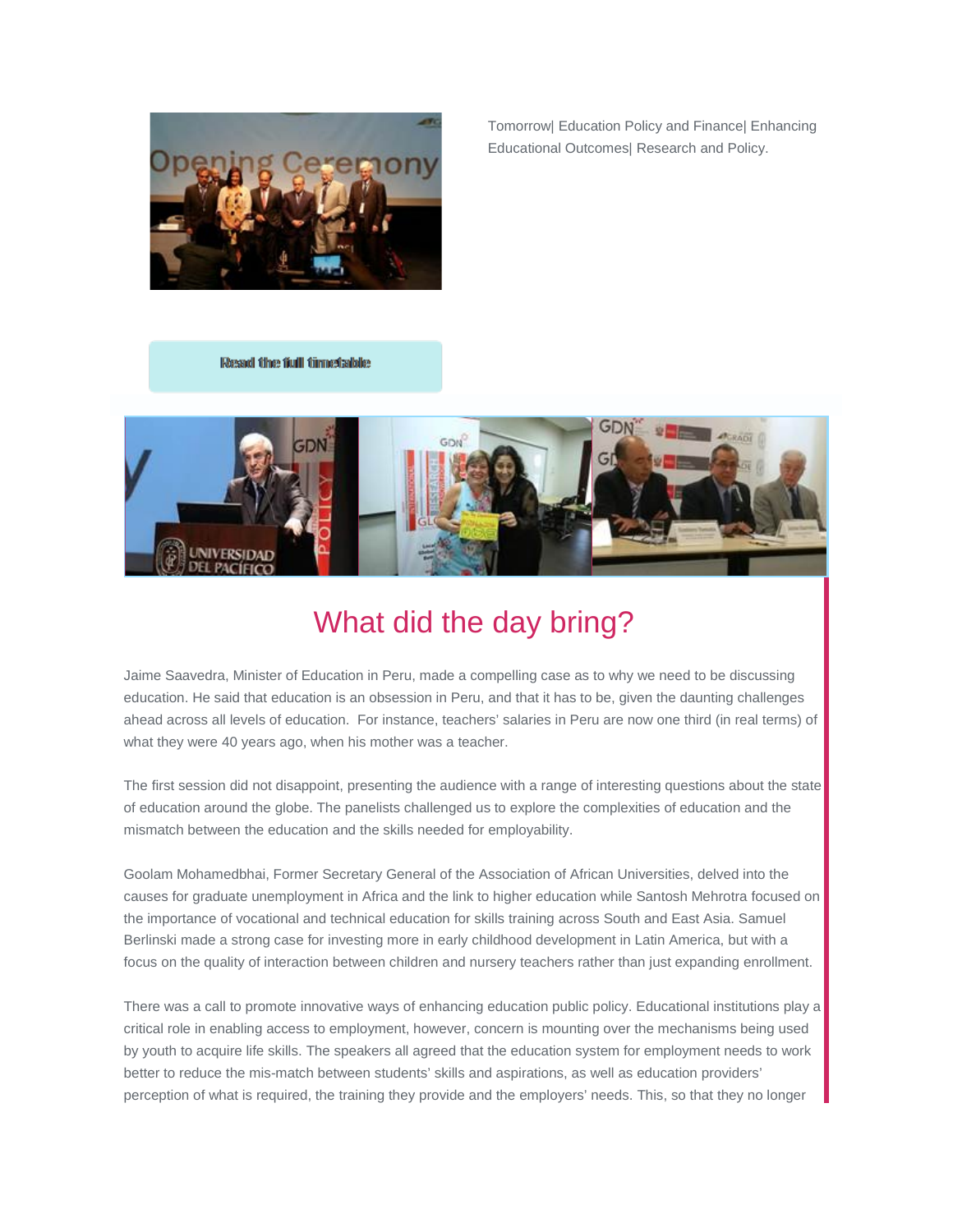Tomorrow| Education Policy and Finance| Enhancing Educational Outcomes| Research and Policy.

Read the full timetable

# What did the day bring?

Jaime Saavedra, Minister of Education in Peru, made a compelling case as to why we need to be discussing education. He said that education is an obsession in Peru, and that it has to be, given the daunting challenges ahead across all levels of education. For instance, teachers' salaries in Peru are now one third (in real terms) of what they were 40 years ago, when his mother was a teacher.

The first session did not disappoint, presenting the audience with a range of interesting questions about the state of education around the globe. The panelists challenged us to explore the complexities of education and the mismatch between the education and the skills needed for employability.

Goolam Mohamedbhai, Former Secretary General of the Association of African Universities, delved into the causes for graduate unemployment in Africa and the link to higher education while Santosh Mehrotra focused on the importance of vocational and technical education for skills training across South and East Asia. Samuel Berlinski made a strong case for investing more in early childhood development in Latin America, but with a focus on the quality of interaction between children and nursery teachers rather than just expanding enrollment.

There was a call to promote innovative ways of enhancing education public policy. Educational institutions play a critical role in enabling access to employment, however, concern is mounting over the mechanisms being used by youth to acquire life skills. The speakers all agreed that the education system for employment needs to work better to reduce the mis-match between students' skills and aspirations, as well as education providers' perception of what is required, the training they provide and the employers' needs. This, so that they no longer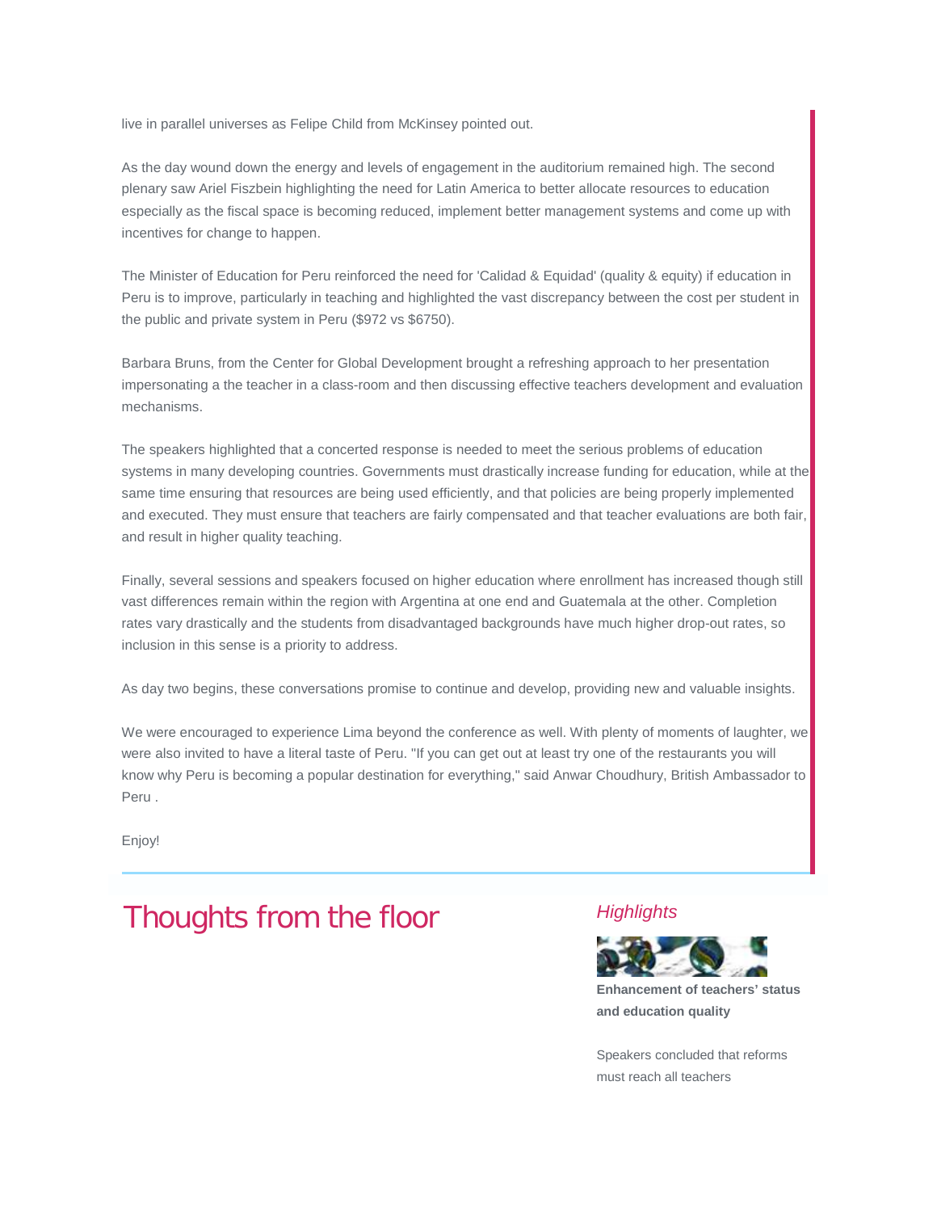live in parallel universes as Felipe Child from McKinsey pointed out.

As the day wound down the energy and levels of engagement in the auditorium remained high. The second plenary saw Ariel Fiszbein highlighting the need for Latin America to better allocate resources to education especially as the fiscal space is becoming reduced, implement better management systems and come up with incentives for change to happen.

The Minister of Education for Peru reinforced the need for 'Calidad & Equidad' (quality & equity) if education in Peru is to improve, particularly in teaching and highlighted the vast discrepancy between the cost per student in the public and private system in Peru ($972 vs $6750).

Barbara Bruns, from the Center for Global Development brought a refreshing approach to her presentation impersonating a the teacher in a class-room and then discussing effective teachers development and evaluation mechanisms.

The speakers highlighted that a concerted response is needed to meet the serious problems of education systems in many developing countries. Governments must drastically increase funding for education, while at the same time ensuring that resources are being used efficiently, and that policies are being properly implemented and executed. They must ensure that teachers are fairly compensated and that teacher evaluations are both fair, and result in higher quality teaching.

Finally, several sessions and speakers focused on higher education where enrollment has increased though still vast differences remain within the region with Argentina at one end and Guatemala at the other. Completion rates vary drastically and the students from disadvantaged backgrounds have much higher drop-out rates, so inclusion in this sense is a priority to address.

As day two begins, these conversations promise to continue and develop, providing new and valuable insights.

We were encouraged to experience Lima beyond the conference as well. With plenty of moments of laughter, we were also invited to have a literal taste of Peru. "If you can get out at least try one of the restaurants you will know why Peru is becoming a popular destination for everything," said Anwar Choudhury, British Ambassador to Peru .

Enjoy!

## Thoughts from the floor

### *Highlights*

**Enhancement of teachers' status and education quality**

Speakers concluded that reforms must reach all teachers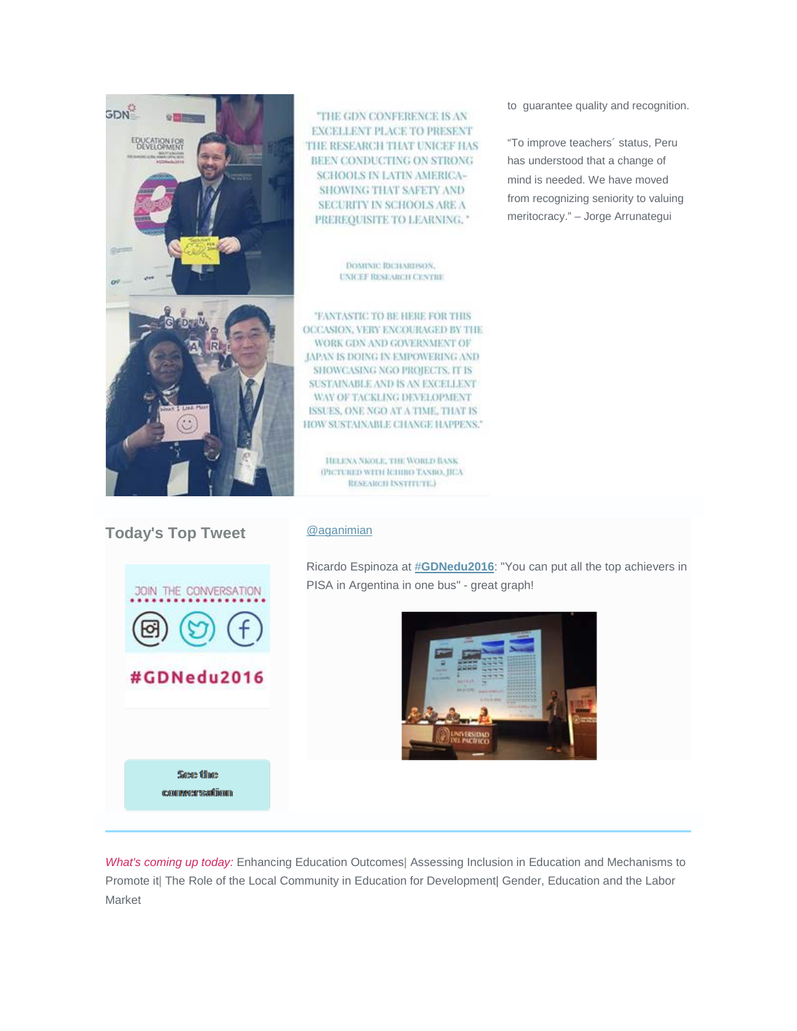"THE GDN CONFERENCE IS AN EXCELLENT PLACE TO PRESENT THE RESEARCH THAT UNICEF HAS BEEN CONDUCTING ON STRONG SCHOOLS IN LATIN AMERICA- SHOWING THAT SAFETY AND SECURITY IN SCHOOLS ARE A PREREQUISITE TO LEARNING."

DOMINIC RICHARDSON, UNICEF RESEARCH CENTRE

"FANTASTIC TO BE HERE FOR THIS OCCASION, VERY ENCOURAGED BY THE WORK GDN AND GOVERNMENT OF JAPAN IS DOING IN EMPOWERING AND SHOWCASING NGO PROJECTS. IT IS SUSTAINABLE AND IS AN EXCELLENT WAY OF TACKLING DEVELOPMENT ISSUES, ONE NGO AT A TIME, THAT IS HOW SUSTAINABLE CHANGE HAPPENS."

HELENA NKOLE, THE WORLD BANK (PICTURED WITH ICHIRO TANBO, JICA RESEARCH INSTITUTE.)

to guarantee quality and recognition.

"To improve teachers´ status, Peru has understood that a change of mind is needed. We have moved from recognizing seniority to valuing meritocracy." – Jorge Arrunategui

## Today's Top Tweet

JOIN THE CONVERSATION

#GDNedu2016

See the conversation

@aganimian

Ricardo Espinoza at **#GDNedu2016**: "You can put all the top achievers in PISA in Argentina in one bus" - great graph!

---

*What's coming up today:* Enhancing Education Outcomes| Assessing Inclusion in Education and Mechanisms to Promote it| The Role of the Local Community in Education for Development| Gender, Education and the Labor Market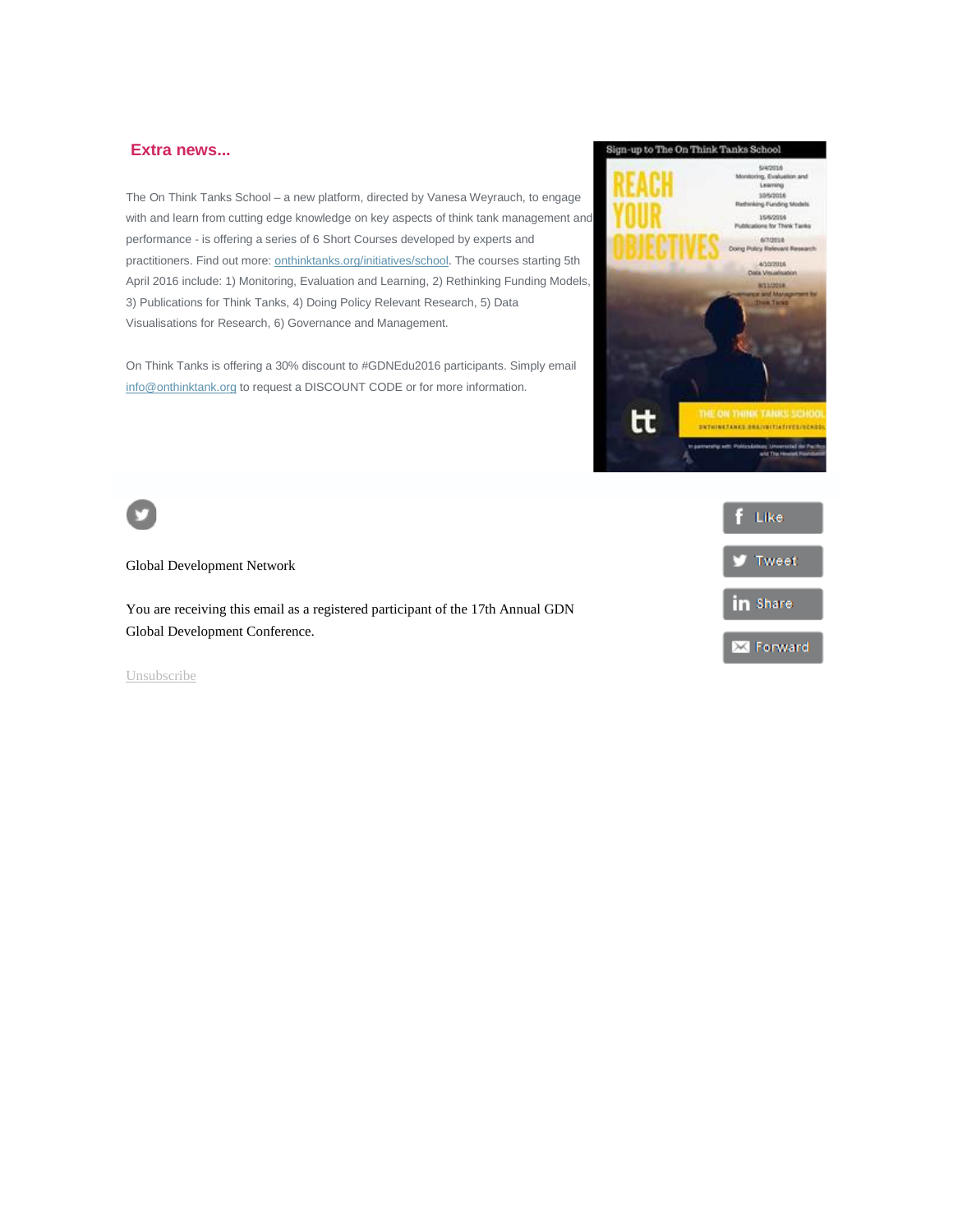## Extra news...

The On Think Tanks School – a new platform, directed by Vanesa Weyrauch, to engage with and learn from cutting edge knowledge on key aspects of think tank management and performance - is offering a series of 6 Short Courses developed by experts and practitioners. Find out more: onthinktanks.org/initiatives/school. The courses starting 5th April 2016 include: 1) Monitoring, Evaluation and Learning, 2) Rethinking Funding Models, 3) Publications for Think Tanks, 4) Doing Policy Relevant Research, 5) Data Visualisations for Research, 6) Governance and Management.

On Think Tanks is offering a 30% discount to #GDNEdu2016 participants. Simply email info@onthinktank.org to request a DISCOUNT CODE or for more information.

Global Development Network

You are receiving this email as a registered participant of the 17th Annual GDN Global Development Conference.

Unsubscribe

Like

Tweet

Share

Forward